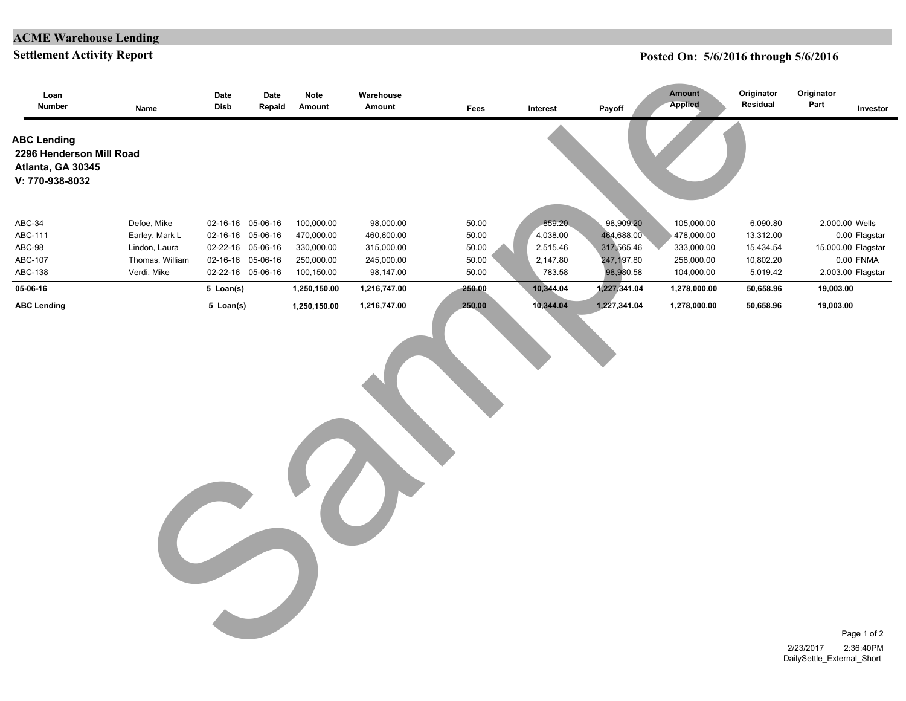# ACME Warehouse Lending

## Settlement Activity Report

**Posted On: 5/6/2016 through 5/6/2016**

**ABC Lending**
**2296 Henderson Mill Road**
**Atlanta, GA 30345**
**V: 770-938-8032**

| Loan Number | Name | Date Disb | Date Repaid | Note Amount | Warehouse Amount | Fees | Interest | Payoff | Amount Applied | Originator Residual | Originator Part | Investor |
|---|---|---|---|---|---|---|---|---|---|---|---|---|
| ABC-34 | Defoe, Mike | 02-16-16 | 05-06-16 | 100,000.00 | 98,000.00 | 50.00 | 859.20 | 98,909.20 | 105,000.00 | 6,090.80 | 2,000.00 | Wells |
| ABC-111 | Earley, Mark L | 02-16-16 | 05-06-16 | 470,000.00 | 460,600.00 | 50.00 | 4,038.00 | 464,688.00 | 478,000.00 | 13,312.00 | 0.00 | Flagstar |
| ABC-98 | Lindon, Laura | 02-22-16 | 05-06-16 | 330,000.00 | 315,000.00 | 50.00 | 2,515.46 | 317,565.46 | 333,000.00 | 15,434.54 | 15,000.00 | Flagstar |
| ABC-107 | Thomas, William | 02-16-16 | 05-06-16 | 250,000.00 | 245,000.00 | 50.00 | 2,147.80 | 247,197.80 | 258,000.00 | 10,802.20 | 0.00 | FNMA |
| ABC-138 | Verdi, Mike | 02-22-16 | 05-06-16 | 100,150.00 | 98,147.00 | 50.00 | 783.58 | 98,980.58 | 104,000.00 | 5,019.42 | 2,003.00 | Flagstar |
| **05-06-16** | | **5 Loan(s)** | | **1,250,150.00** | **1,216,747.00** | **250.00** | **10,344.04** | **1,227,341.04** | **1,278,000.00** | **50,658.96** | **19,003.00** | |
| **ABC Lending** | | **5 Loan(s)** | | **1,250,150.00** | **1,216,747.00** | **250.00** | **10,344.04** | **1,227,341.04** | **1,278,000.00** | **50,658.96** | **19,003.00** | |

Sample

2/23/2017 2:36:40PM
DailySettle_External_Short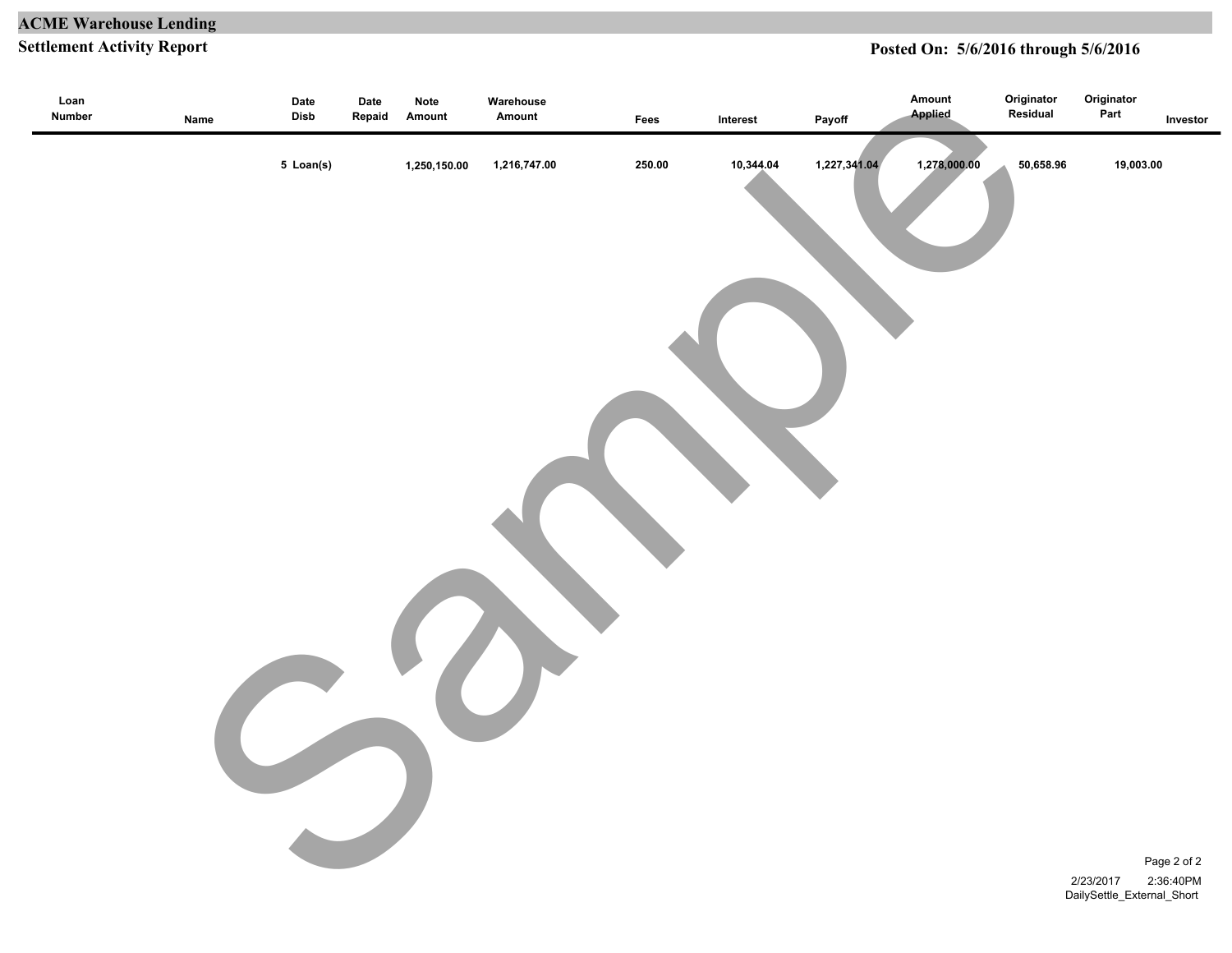**ACME Warehouse Lending**

**Settlement Activity Report**

**Posted On: 5/6/2016 through 5/6/2016**

| Loan Number | Name | Date Disb | Date Repaid | Note Amount | Warehouse Amount | Fees | Interest | Payoff | Amount Applied | Originator Residual | Originator Part | Investor |
|---|---|---|---|---|---|---|---|---|---|---|---|---|
| | | 5 Loan(s) | | 1,250,150.00 | 1,216,747.00 | 250.00 | 10,344.04 | 1,227,341.04 | 1,278,000.00 | 50,658.96 | 19,003.00 | |